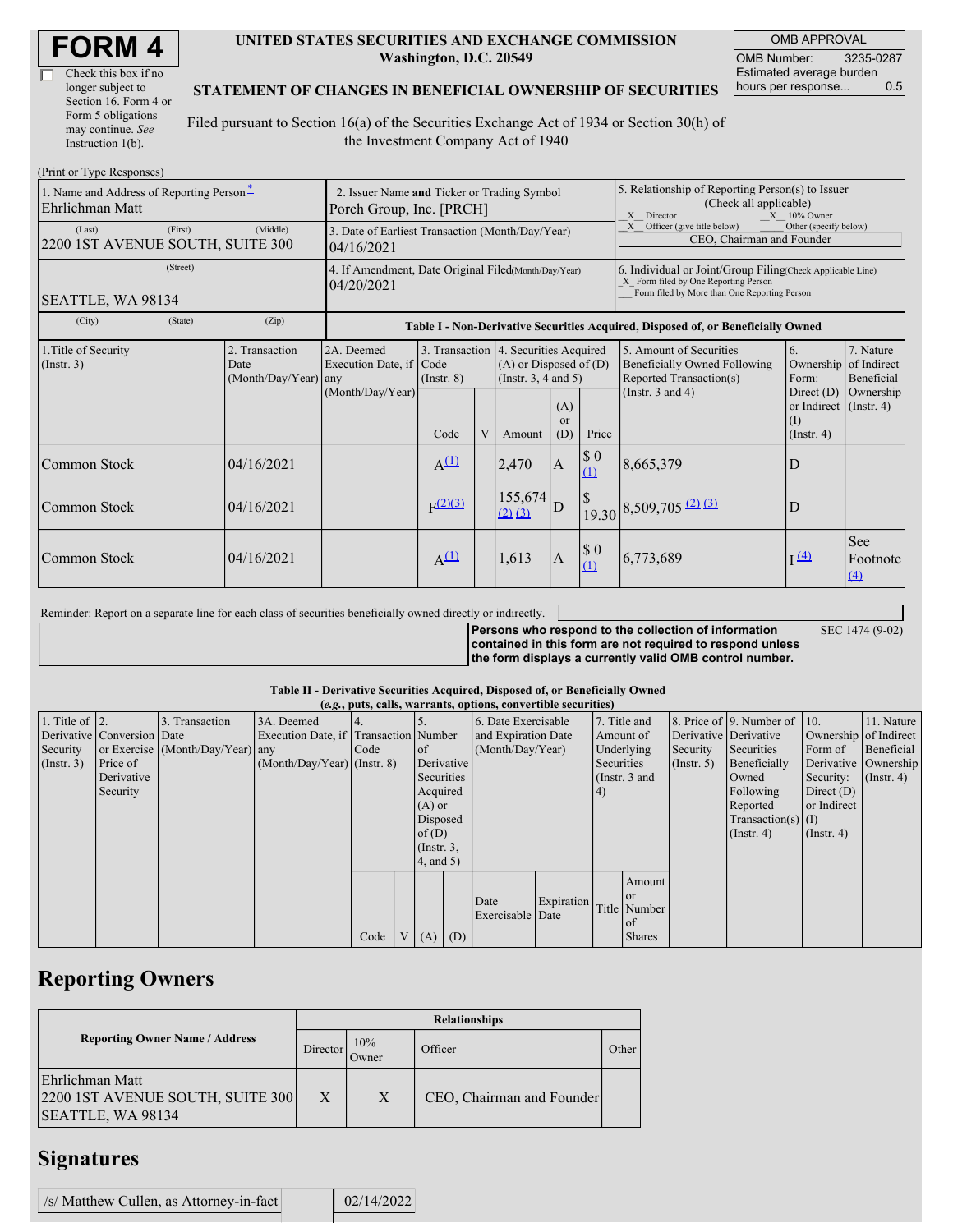# FORM 4

☐ Check this box if no longer subject to Section 16. Form 4 or Form 5 obligations may continue. *See* Instruction 1(b).

**UNITED STATES SECURITIES AND EXCHANGE COMMISSION**
**Washington, D.C. 20549**

**STATEMENT OF CHANGES IN BENEFICIAL OWNERSHIP OF SECURITIES**

Filed pursuant to Section 16(a) of the Securities Exchange Act of 1934 or Section 30(h) of the Investment Company Act of 1940

| OMB APPROVAL | |
|---|---|
| OMB Number: | 3235-0287 |
| Estimated average burden hours per response... | 0.5 |

(Print or Type Responses)

| | | |
|---|---|---|
| 1. Name and Address of Reporting Person*<br>Ehrlichman Matt<br>(Last) (First) (Middle)<br>2200 1ST AVENUE SOUTH, SUITE 300<br>(Street)<br>SEATTLE, WA 98134<br>(City) (State) (Zip) | 2. Issuer Name **and** Ticker or Trading Symbol<br>Porch Group, Inc. [PRCH]<br><br>3. Date of Earliest Transaction (Month/Day/Year)<br>04/16/2021<br><br>4. If Amendment, Date Original Filed(Month/Day/Year)<br>04/20/2021 | 5. Relationship of Reporting Person(s) to Issuer (Check all applicable)<br>_X_ Director _X_ 10% Owner<br>_X_ Officer (give title below) ___ Other (specify below)<br>CEO, Chairman and Founder<br><br>6. Individual or Joint/Group Filing(Check Applicable Line)<br>_X_ Form filed by One Reporting Person<br>___ Form filed by More than One Reporting Person |

**Table I - Non-Derivative Securities Acquired, Disposed of, or Beneficially Owned**

| 1.Title of Security (Instr. 3) | 2. Transaction Date (Month/Day/Year) | 2A. Deemed Execution Date, if any (Month/Day/Year) | 3. Transaction Code (Instr. 8) | | 4. Securities Acquired (A) or Disposed of (D) (Instr. 3, 4 and 5) | | | 5. Amount of Securities Beneficially Owned Following Reported Transaction(s) (Instr. 3 and 4) | 6. Ownership Form: Direct (D) or Indirect (I) (Instr. 4) | 7. Nature of Indirect Beneficial Ownership (Instr. 4) |
|---|---|---|---|---|---|---|---|---|---|---|
| | | | Code | V | Amount | (A) or (D) | Price | | | |
| Common Stock | 04/16/2021 | | A[(1)] | | 2,470 | A | $ 0 [(1)] | 8,665,379 | D | |
| Common Stock | 04/16/2021 | | F[(2)(3)] | | 155,674 [(2)] [(3)] | D | $ 19.30 | 8,509,705 [(2)] [(3)] | D | |
| Common Stock | 04/16/2021 | | A[(1)] | | 1,613 | A | $ 0 [(1)] | 6,773,689 | I [(4)] | See Footnote [(4)] |

Reminder: Report on a separate line for each class of securities beneficially owned directly or indirectly.

**Persons who respond to the collection of information contained in this form are not required to respond unless the form displays a currently valid OMB control number.** SEC 1474 (9-02)

**Table II - Derivative Securities Acquired, Disposed of, or Beneficially Owned**
**(*e.g.*, puts, calls, warrants, options, convertible securities)**

| 1. Title of Derivative Security (Instr. 3) | 2. Conversion or Exercise Price of Derivative Security | 3. Transaction Date (Month/Day/Year) | 3A. Deemed Execution Date, if any (Month/Day/Year) | 4. Transaction Code (Instr. 8) | | 5. Number of Derivative Securities Acquired (A) or Disposed of (D) (Instr. 3, 4, and 5) | | 6. Date Exercisable and Expiration Date (Month/Day/Year) | | 7. Title and Amount of Underlying Securities (Instr. 3 and 4) | | 8. Price of Derivative Security (Instr. 5) | 9. Number of Derivative Securities Beneficially Owned Following Reported Transaction(s) (Instr. 4) | 10. Ownership Form of Derivative Security: Direct (D) or Indirect (I) (Instr. 4) | 11. Nature of Indirect Beneficial Ownership (Instr. 4) |
|---|---|---|---|---|---|---|---|---|---|---|---|---|---|---|---|
| | | | | Code | V | (A) | (D) | Date Exercisable | Expiration Date | Title | Amount or Number of Shares | | | | |

## Reporting Owners

| Reporting Owner Name / Address | Relationships | | | |
|---|---|---|---|---|
| | Director | 10% Owner | Officer | Other |
| Ehrlichman Matt<br>2200 1ST AVENUE SOUTH, SUITE 300<br>SEATTLE, WA 98134 | X | X | CEO, Chairman and Founder | |

## Signatures

| | |
|---|---|
| /s/ Matthew Cullen, as Attorney-in-fact | 02/14/2022 |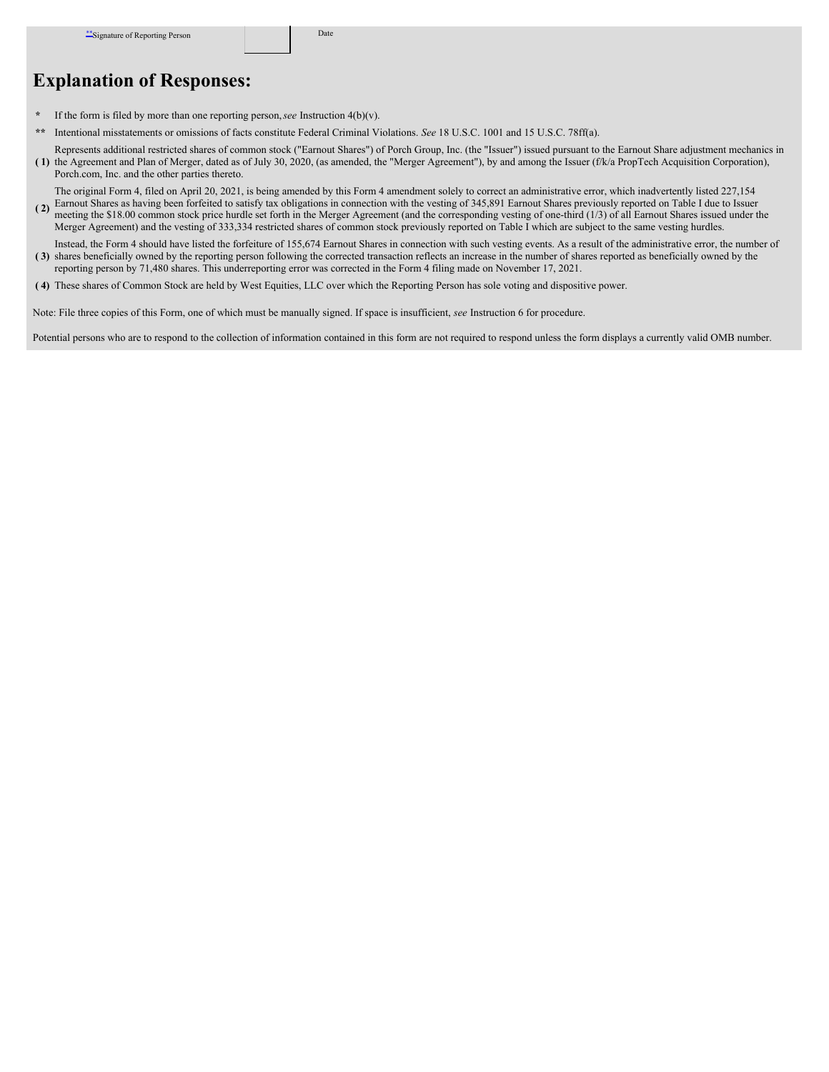| \*\*Signature of Reporting Person | | Date |
|---|---|---|

## Explanation of Responses:

\* If the form is filed by more than one reporting person, *see* Instruction 4(b)(v).

\*\* Intentional misstatements or omissions of facts constitute Federal Criminal Violations. *See* 18 U.S.C. 1001 and 15 U.S.C. 78ff(a).

( 1) Represents additional restricted shares of common stock ("Earnout Shares") of Porch Group, Inc. (the "Issuer") issued pursuant to the Earnout Share adjustment mechanics in the Agreement and Plan of Merger, dated as of July 30, 2020, (as amended, the "Merger Agreement"), by and among the Issuer (f/k/a PropTech Acquisition Corporation), Porch.com, Inc. and the other parties thereto.

( 2) The original Form 4, filed on April 20, 2021, is being amended by this Form 4 amendment solely to correct an administrative error, which inadvertently listed 227,154 Earnout Shares as having been forfeited to satisfy tax obligations in connection with the vesting of 345,891 Earnout Shares previously reported on Table I due to Issuer meeting the $18.00 common stock price hurdle set forth in the Merger Agreement (and the corresponding vesting of one-third (1/3) of all Earnout Shares issued under the Merger Agreement) and the vesting of 333,334 restricted shares of common stock previously reported on Table I which are subject to the same vesting hurdles.

( 3) Instead, the Form 4 should have listed the forfeiture of 155,674 Earnout Shares in connection with such vesting events. As a result of the administrative error, the number of shares beneficially owned by the reporting person following the corrected transaction reflects an increase in the number of shares reported as beneficially owned by the reporting person by 71,480 shares. This underreporting error was corrected in the Form 4 filing made on November 17, 2021.

( 4) These shares of Common Stock are held by West Equities, LLC over which the Reporting Person has sole voting and dispositive power.

Note: File three copies of this Form, one of which must be manually signed. If space is insufficient, *see* Instruction 6 for procedure.

Potential persons who are to respond to the collection of information contained in this form are not required to respond unless the form displays a currently valid OMB number.